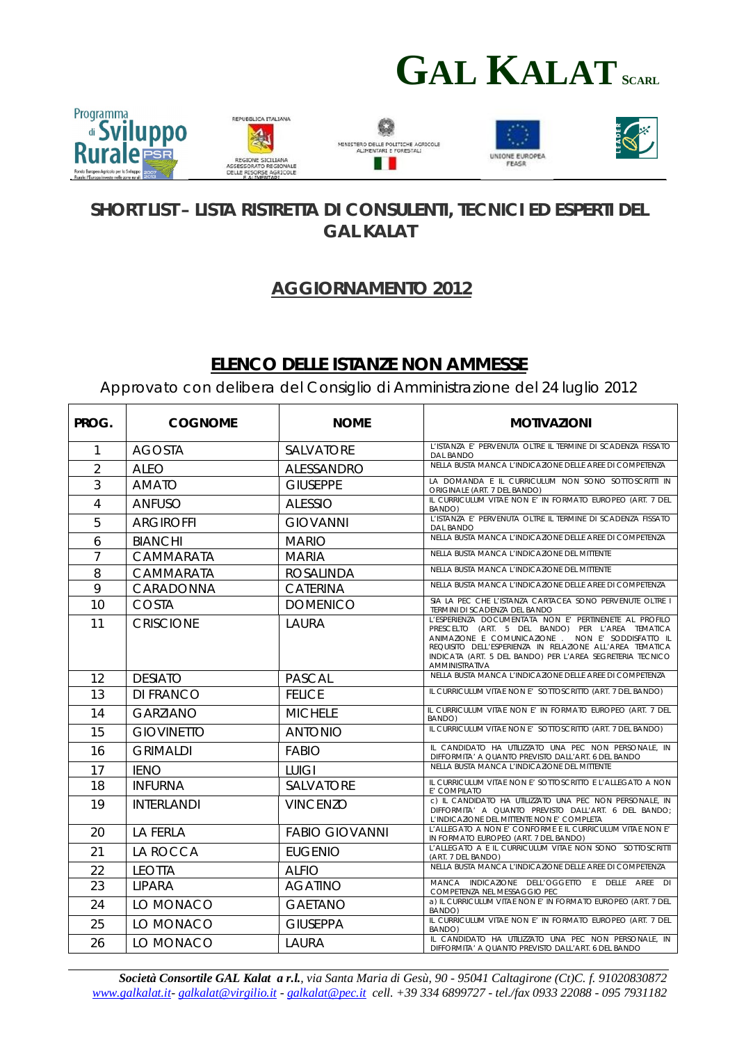# GAL KALAT SCARL

## SHORT LIST – LISTA RISTRETTA DI CONSULENTI, TECNICI ED ESPERTI DEL GAL KALAT

## AGGIORNAMENTO 2012

## ELENCO DELLE ISTANZE NON AMMESSE

Approvato con delibera del Consiglio di Amministrazione del 24 luglio 2012

| PROG. | COGNOME | NOME | MOTIVAZIONI |
|---|---|---|---|
| 1 | AGOSTA | SALVATORE | L'ISTANZA E' PERVENUTA OLTRE IL TERMINE DI SCADENZA FISSATO DAL BANDO |
| 2 | ALEO | ALESSANDRO | NELLA BUSTA MANCA L'INDICAZIONE DELLE AREE DI COMPETENZA |
| 3 | AMATO | GIUSEPPE | LA DOMANDA E IL CURRICULUM NON SONO SOTTOSCRITTI IN ORIGINALE (ART. 7 DEL BANDO) |
| 4 | ANFUSO | ALESSIO | IL CURRICULUM VITAE NON E' IN FORMATO EUROPEO (ART. 7 DEL BANDO) |
| 5 | ARGIROFFI | GIOVANNI | L'ISTANZA E' PERVENUTA OLTRE IL TERMINE DI SCADENZA FISSATO DAL BANDO |
| 6 | BIANCHI | MARIO | NELLA BUSTA MANCA L'INDICAZIONE DELLE AREE DI COMPETENZA |
| 7 | CAMMARATA | MARIA | NELLA BUSTA MANCA L'INDICAZIONE DEL MITTENTE |
| 8 | CAMMARATA | ROSALINDA | NELLA BUSTA MANCA L'INDICAZIONE DEL MITTENTE |
| 9 | CARADONNA | CATERINA | NELLA BUSTA MANCA L'INDICAZIONE DELLE AREE DI COMPETENZA |
| 10 | COSTA | DOMENICO | SIA LA PEC CHE L'ISTANZA CARTACEA SONO PERVENUTE OLTRE I TERMINI DI SCADENZA DEL BANDO |
| 11 | CRISCIONE | LAURA | L'ESPERIENZA DOCUMENTATA NON E' PERTINENETE AL PROFILO PRESCELTO (ART. 5 DEL BANDO) PER L'AREA TEMATICA ANIMAZIONE E COMUNICAZIONE . NON E' SODDISFATTO IL REQUISITO DELL'ESPERIENZA IN RELAZIONE ALL'AREA TEMATICA INDICATA (ART. 5 DEL BANDO) PER L'AREA SEGRETERIA TECNICO AMMINISTRATIVA |
| 12 | DESIATO | PASCAL | NELLA BUSTA MANCA L'INDICAZIONE DELLE AREE DI COMPETENZA |
| 13 | DI FRANCO | FELICE | IL CURRICULUM VITAE NON E' SOTTOSCRITTO (ART. 7 DEL BANDO) |
| 14 | GARZIANO | MICHELE | IL CURRICULUM VITAE NON E' IN FORMATO EUROPEO (ART. 7 DEL BANDO) |
| 15 | GIOVINETTO | ANTONIO | IL CURRICULUM VITAE NON E' SOTTOSCRITTO (ART. 7 DEL BANDO) |
| 16 | GRIMALDI | FABIO | IL CANDIDATO HA UTILIZZATO UNA PEC NON PERSONALE, IN DIFFORMITA' A QUANTO PREVISTO DALL'ART. 6 DEL BANDO |
| 17 | IENO | LUIGI | NELLA BUSTA MANCA L'INDICAZIONE DEL MITTENTE |
| 18 | INFURNA | SALVATORE | IL CURRICULUM VITAE NON E' SOTTOSCRITTO E L'ALLEGATO A NON E' COMPILATO |
| 19 | INTERLANDI | VINCENZO | c) IL CANDIDATO HA UTILIZZATO UNA PEC NON PERSONALE, IN DIFFORMITA' A QUANTO PREVISTO DALL'ART. 6 DEL BANDO; L'INDICAZIONE DEL MITTENTE NON E' COMPLETA |
| 20 | LA FERLA | FABIO GIOVANNI | L'ALLEGATO A NON E' CONFORME E IL CURRICULUM VITAE NON E' IN FORMATO EUROPEO (ART. 7 DEL BANDO) |
| 21 | LA ROCCA | EUGENIO | L'ALLEGATO A E IL CURRICULUM VITAE NON SONO SOTTOSCRITTI (ART. 7 DEL BANDO) |
| 22 | LEOTTA | ALFIO | NELLA BUSTA MANCA L'INDICAZIONE DELLE AREE DI COMPETENZA |
| 23 | LIPARA | AGATINO | MANCA INDICAZIONE DELL'OGGETTO E DELLE AREE DI COMPETENZA NEL MESSAGGIO PEC |
| 24 | LO MONACO | GAETANO | a) IL CURRICULUM VITAE NON E' IN FORMATO EUROPEO (ART. 7 DEL BANDO) |
| 25 | LO MONACO | GIUSEPPA | IL CURRICULUM VITAE NON E' IN FORMATO EUROPEO (ART. 7 DEL BANDO) |
| 26 | LO MONACO | LAURA | IL CANDIDATO HA UTILIZZATO UNA PEC NON PERSONALE, IN DIFFORMITA' A QUANTO PREVISTO DALL'ART. 6 DEL BANDO |

*Società Consortile GAL Kalat a r.l., via Santa Maria di Gesù, 90 - 95041 Caltagirone (Ct)C. f. 91020830872*
*www.galkalat.it- galkalat@virgilio.it - galkalat@pec.it cell. +39 334 6899727 - tel./fax 0933 22088 - 095 7931182*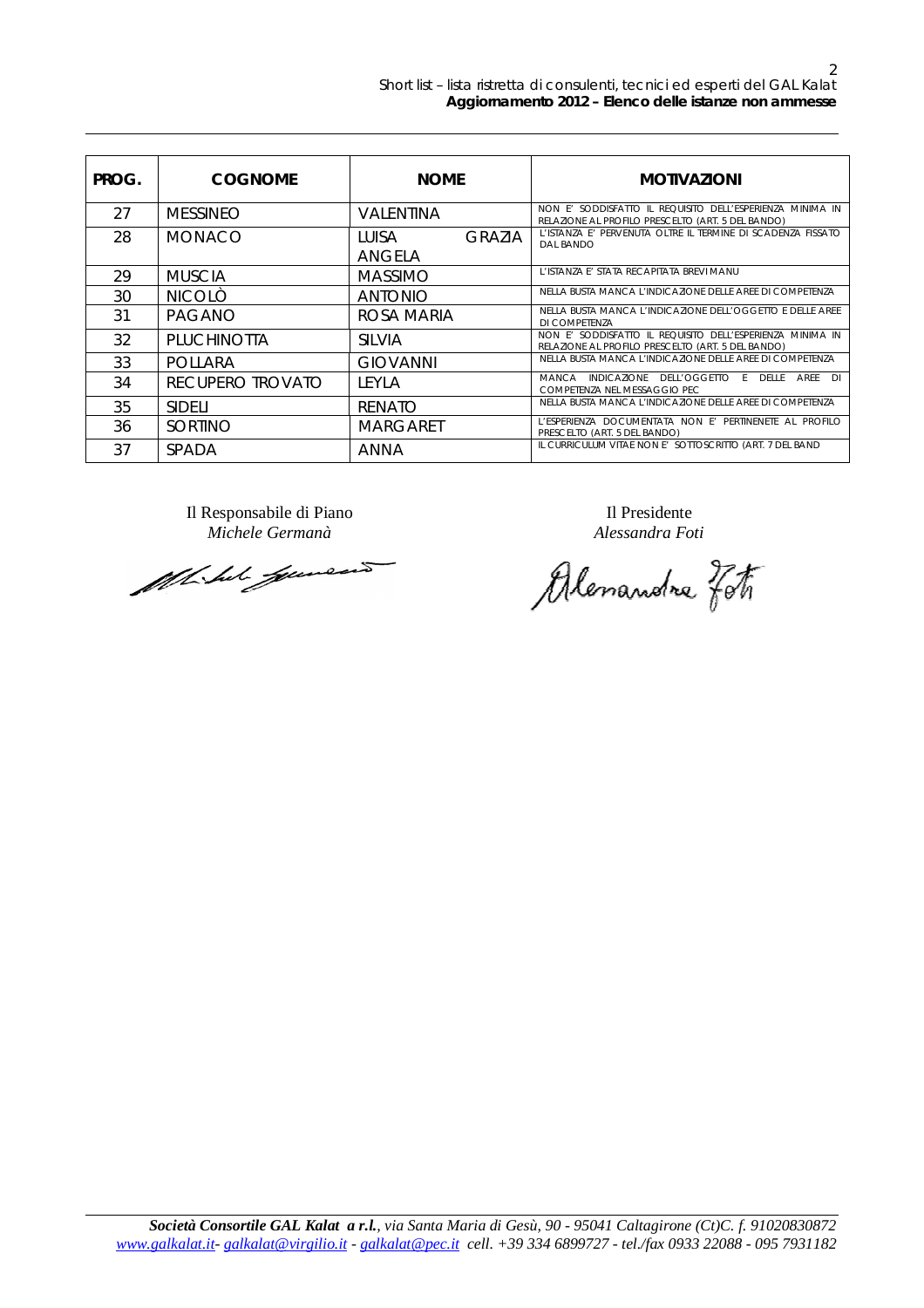| PROG. | COGNOME | NOME | MOTIVAZIONI |
|---|---|---|---|
| 27 | MESSINEO | VALENTINA | NON E' SODDISFATTO IL REQUISITO DELL'ESPERIENZA MINIMA IN RELAZIONE AL PROFILO PRESCELTO (ART. 5 DEL BANDO) |
| 28 | MONACO | LUISA GRAZIA ANGELA | L'ISTANZA E' PERVENUTA OLTRE IL TERMINE DI SCADENZA FISSATO DAL BANDO |
| 29 | MUSCIA | MASSIMO | L'ISTANZA E' STATA RECAPITATA BREVI MANU |
| 30 | NICOLÒ | ANTONIO | NELLA BUSTA MANCA L'INDICAZIONE DELLE AREE DI COMPETENZA |
| 31 | PAGANO | ROSA MARIA | NELLA BUSTA MANCA L'INDICAZIONE DELL'OGGETTO E DELLE AREE DI COMPETENZA |
| 32 | PLUCHINOTTA | SILVIA | NON E' SODDISFATTO IL REQUISITO DELL'ESPERIENZA MINIMA IN RELAZIONE AL PROFILO PRESCELTO (ART. 5 DEL BANDO) |
| 33 | POLLARA | GIOVANNI | NELLA BUSTA MANCA L'INDICAZIONE DELLE AREE DI COMPETENZA |
| 34 | RECUPERO TROVATO | LEYLA | MANCA INDICAZIONE DELL'OGGETTO E DELLE AREE DI COMPETENZA NEL MESSAGGIO PEC |
| 35 | SIDELI | RENATO | NELLA BUSTA MANCA L'INDICAZIONE DELLE AREE DI COMPETENZA |
| 36 | SORTINO | MARGARET | L'ESPERIENZA DOCUMENTATA NON E' PERTINENETE AL PROFILO PRESCELTO (ART. 5 DEL BANDO) |
| 37 | SPADA | ANNA | IL CURRICULUM VITAE NON E' SOTTOSCRITTO (ART. 7 DEL BAND |

Il Responsabile di Piano
*Michele Germanà*

Il Presidente
*Alessandra Foti*